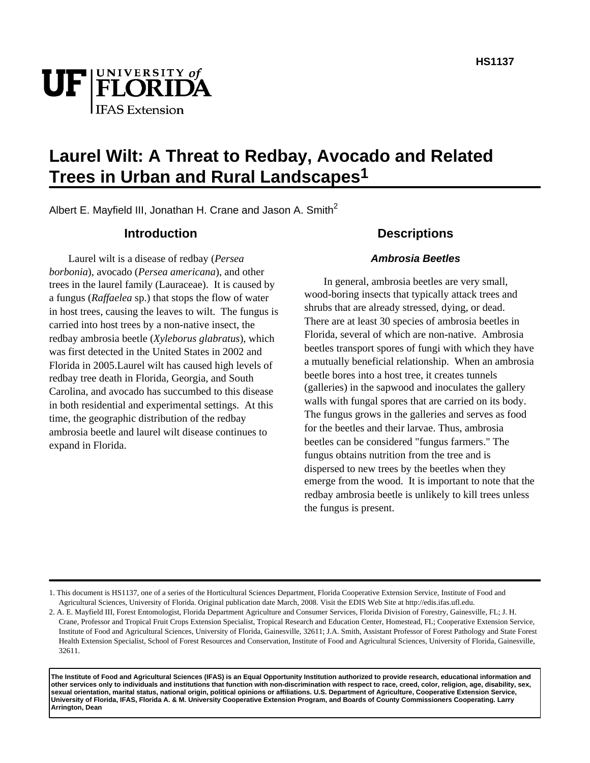HS1137

# Laurel Wilt: A Threat to Redbay, Avocado and Related Trees in Urban and Rural Landscapes[1]

Albert E. Mayfield III, Jonathan H. Crane and Jason A. Smith[2]

## Introduction

Laurel wilt is a disease of redbay (*Persea borbonia*), avocado (*Persea americana*), and other trees in the laurel family (Lauraceae). It is caused by a fungus (*Raffaelea* sp.) that stops the flow of water in host trees, causing the leaves to wilt. The fungus is carried into host trees by a non-native insect, the redbay ambrosia beetle (*Xyleborus glabratus*), which was first detected in the United States in 2002 and Florida in 2005.Laurel wilt has caused high levels of redbay tree death in Florida, Georgia, and South Carolina, and avocado has succumbed to this disease in both residential and experimental settings. At this time, the geographic distribution of the redbay ambrosia beetle and laurel wilt disease continues to expand in Florida.

## Descriptions

### *Ambrosia Beetles*

In general, ambrosia beetles are very small, wood-boring insects that typically attack trees and shrubs that are already stressed, dying, or dead. There are at least 30 species of ambrosia beetles in Florida, several of which are non-native. Ambrosia beetles transport spores of fungi with which they have a mutually beneficial relationship. When an ambrosia beetle bores into a host tree, it creates tunnels (galleries) in the sapwood and inoculates the gallery walls with fungal spores that are carried on its body. The fungus grows in the galleries and serves as food for the beetles and their larvae. Thus, ambrosia beetles can be considered "fungus farmers." The fungus obtains nutrition from the tree and is dispersed to new trees by the beetles when they emerge from the wood. It is important to note that the redbay ambrosia beetle is unlikely to kill trees unless the fungus is present.

---

1. This document is HS1137, one of a series of the Horticultural Sciences Department, Florida Cooperative Extension Service, Institute of Food and Agricultural Sciences, University of Florida. Original publication date March, 2008. Visit the EDIS Web Site at http://edis.ifas.ufl.edu.

2. A. E. Mayfield III, Forest Entomologist, Florida Department Agriculture and Consumer Services, Florida Division of Forestry, Gainesville, FL; J. H. Crane, Professor and Tropical Fruit Crops Extension Specialist, Tropical Research and Education Center, Homestead, FL; Cooperative Extension Service, Institute of Food and Agricultural Sciences, University of Florida, Gainesville, 32611; J.A. Smith, Assistant Professor of Forest Pathology and State Forest Health Extension Specialist, School of Forest Resources and Conservation, Institute of Food and Agricultural Sciences, University of Florida, Gainesville, 32611.

**The Institute of Food and Agricultural Sciences (IFAS) is an Equal Opportunity Institution authorized to provide research, educational information and other services only to individuals and institutions that function with non-discrimination with respect to race, creed, color, religion, age, disability, sex, sexual orientation, marital status, national origin, political opinions or affiliations. U.S. Department of Agriculture, Cooperative Extension Service, University of Florida, IFAS, Florida A. & M. University Cooperative Extension Program, and Boards of County Commissioners Cooperating. Larry Arrington, Dean**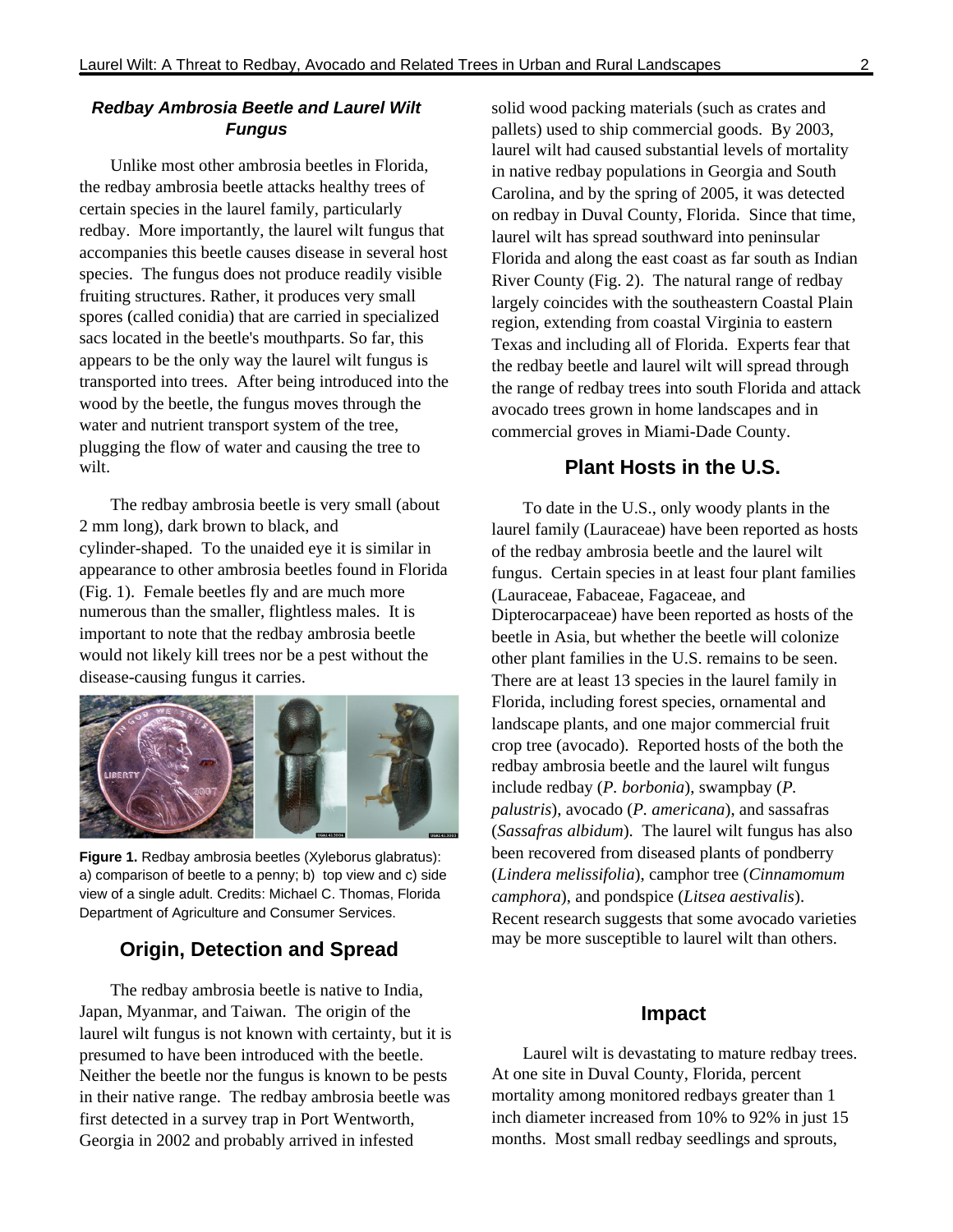### *Redbay Ambrosia Beetle and Laurel Wilt Fungus*

Unlike most other ambrosia beetles in Florida, the redbay ambrosia beetle attacks healthy trees of certain species in the laurel family, particularly redbay. More importantly, the laurel wilt fungus that accompanies this beetle causes disease in several host species. The fungus does not produce readily visible fruiting structures. Rather, it produces very small spores (called conidia) that are carried in specialized sacs located in the beetle's mouthparts. So far, this appears to be the only way the laurel wilt fungus is transported into trees. After being introduced into the wood by the beetle, the fungus moves through the water and nutrient transport system of the tree, plugging the flow of water and causing the tree to wilt.

The redbay ambrosia beetle is very small (about 2 mm long), dark brown to black, and cylinder-shaped. To the unaided eye it is similar in appearance to other ambrosia beetles found in Florida (Fig. 1). Female beetles fly and are much more numerous than the smaller, flightless males. It is important to note that the redbay ambrosia beetle would not likely kill trees nor be a pest without the disease-causing fungus it carries.

**Figure 1.** Redbay ambrosia beetles (Xyleborus glabratus): a) comparison of beetle to a penny; b) top view and c) side view of a single adult. Credits: Michael C. Thomas, Florida Department of Agriculture and Consumer Services.

## Origin, Detection and Spread

The redbay ambrosia beetle is native to India, Japan, Myanmar, and Taiwan. The origin of the laurel wilt fungus is not known with certainty, but it is presumed to have been introduced with the beetle. Neither the beetle nor the fungus is known to be pests in their native range. The redbay ambrosia beetle was first detected in a survey trap in Port Wentworth, Georgia in 2002 and probably arrived in infested solid wood packing materials (such as crates and pallets) used to ship commercial goods. By 2003, laurel wilt had caused substantial levels of mortality in native redbay populations in Georgia and South Carolina, and by the spring of 2005, it was detected on redbay in Duval County, Florida. Since that time, laurel wilt has spread southward into peninsular Florida and along the east coast as far south as Indian River County (Fig. 2). The natural range of redbay largely coincides with the southeastern Coastal Plain region, extending from coastal Virginia to eastern Texas and including all of Florida. Experts fear that the redbay beetle and laurel wilt will spread through the range of redbay trees into south Florida and attack avocado trees grown in home landscapes and in commercial groves in Miami-Dade County.

## Plant Hosts in the U.S.

To date in the U.S., only woody plants in the laurel family (Lauraceae) have been reported as hosts of the redbay ambrosia beetle and the laurel wilt fungus. Certain species in at least four plant families (Lauraceae, Fabaceae, Fagaceae, and Dipterocarpaceae) have been reported as hosts of the beetle in Asia, but whether the beetle will colonize other plant families in the U.S. remains to be seen. There are at least 13 species in the laurel family in Florida, including forest species, ornamental and landscape plants, and one major commercial fruit crop tree (avocado). Reported hosts of the both the redbay ambrosia beetle and the laurel wilt fungus include redbay (*P. borbonia*), swampbay (*P. palustris*), avocado (*P. americana*), and sassafras (*Sassafras albidum*). The laurel wilt fungus has also been recovered from diseased plants of pondberry (*Lindera melissifolia*), camphor tree (*Cinnamomum camphora*), and pondspice (*Litsea aestivalis*). Recent research suggests that some avocado varieties may be more susceptible to laurel wilt than others.

## Impact

Laurel wilt is devastating to mature redbay trees. At one site in Duval County, Florida, percent mortality among monitored redbays greater than 1 inch diameter increased from 10% to 92% in just 15 months. Most small redbay seedlings and sprouts,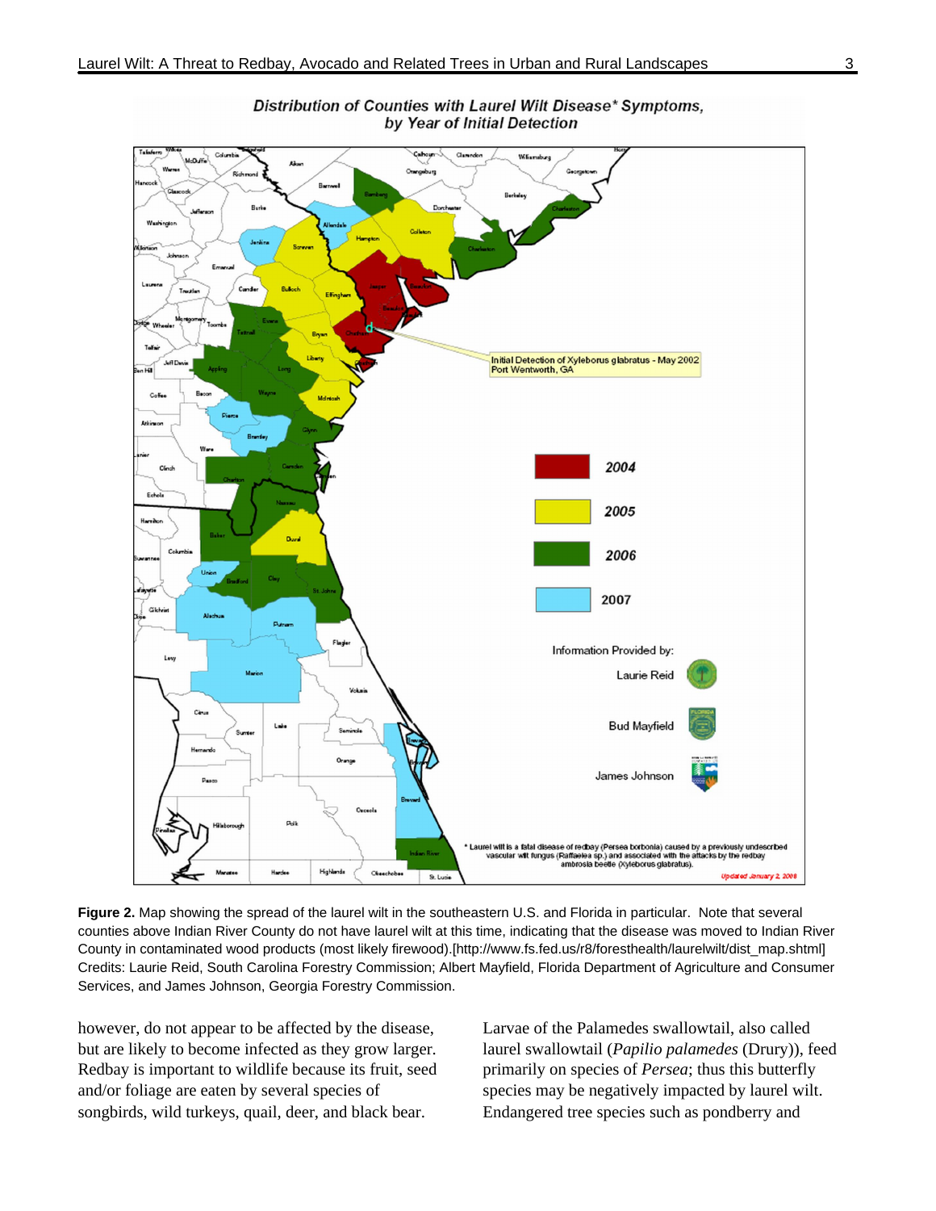**Figure 2.** Map showing the spread of the laurel wilt in the southeastern U.S. and Florida in particular. Note that several counties above Indian River County do not have laurel wilt at this time, indicating that the disease was moved to Indian River County in contaminated wood products (most likely firewood).[http://www.fs.fed.us/r8/foresthealth/laurelwilt/dist_map.shtml] Credits: Laurie Reid, South Carolina Forestry Commission; Albert Mayfield, Florida Department of Agriculture and Consumer Services, and James Johnson, Georgia Forestry Commission.

however, do not appear to be affected by the disease, but are likely to become infected as they grow larger. Redbay is important to wildlife because its fruit, seed and/or foliage are eaten by several species of songbirds, wild turkeys, quail, deer, and black bear.

Larvae of the Palamedes swallowtail, also called laurel swallowtail (*Papilio palamedes* (Drury)), feed primarily on species of *Persea*; thus this butterfly species may be negatively impacted by laurel wilt. Endangered tree species such as pondberry and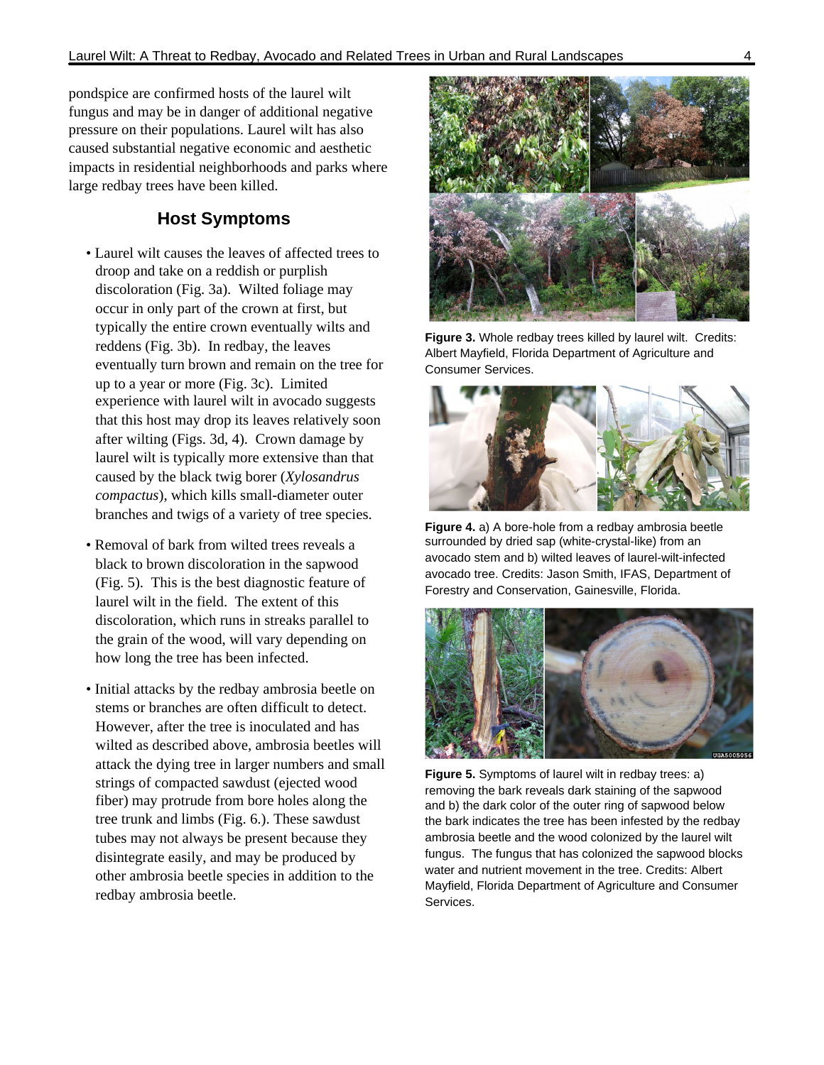pondspice are confirmed hosts of the laurel wilt fungus and may be in danger of additional negative pressure on their populations. Laurel wilt has also caused substantial negative economic and aesthetic impacts in residential neighborhoods and parks where large redbay trees have been killed.

## Host Symptoms

- Laurel wilt causes the leaves of affected trees to droop and take on a reddish or purplish discoloration (Fig. 3a). Wilted foliage may occur in only part of the crown at first, but typically the entire crown eventually wilts and reddens (Fig. 3b). In redbay, the leaves eventually turn brown and remain on the tree for up to a year or more (Fig. 3c). Limited experience with laurel wilt in avocado suggests that this host may drop its leaves relatively soon after wilting (Figs. 3d, 4). Crown damage by laurel wilt is typically more extensive than that caused by the black twig borer (*Xylosandrus compactus*), which kills small-diameter outer branches and twigs of a variety of tree species.

- Removal of bark from wilted trees reveals a black to brown discoloration in the sapwood (Fig. 5). This is the best diagnostic feature of laurel wilt in the field. The extent of this discoloration, which runs in streaks parallel to the grain of the wood, will vary depending on how long the tree has been infected.

- Initial attacks by the redbay ambrosia beetle on stems or branches are often difficult to detect. However, after the tree is inoculated and has wilted as described above, ambrosia beetles will attack the dying tree in larger numbers and small strings of compacted sawdust (ejected wood fiber) may protrude from bore holes along the tree trunk and limbs (Fig. 6.). These sawdust tubes may not always be present because they disintegrate easily, and may be produced by other ambrosia beetle species in addition to the redbay ambrosia beetle.

**Figure 3.** Whole redbay trees killed by laurel wilt. Credits: Albert Mayfield, Florida Department of Agriculture and Consumer Services.

**Figure 4.** a) A bore-hole from a redbay ambrosia beetle surrounded by dried sap (white-crystal-like) from an avocado stem and b) wilted leaves of laurel-wilt-infected avocado tree. Credits: Jason Smith, IFAS, Department of Forestry and Conservation, Gainesville, Florida.

**Figure 5.** Symptoms of laurel wilt in redbay trees: a) removing the bark reveals dark staining of the sapwood and b) the dark color of the outer ring of sapwood below the bark indicates the tree has been infested by the redbay ambrosia beetle and the wood colonized by the laurel wilt fungus. The fungus that has colonized the sapwood blocks water and nutrient movement in the tree. Credits: Albert Mayfield, Florida Department of Agriculture and Consumer Services.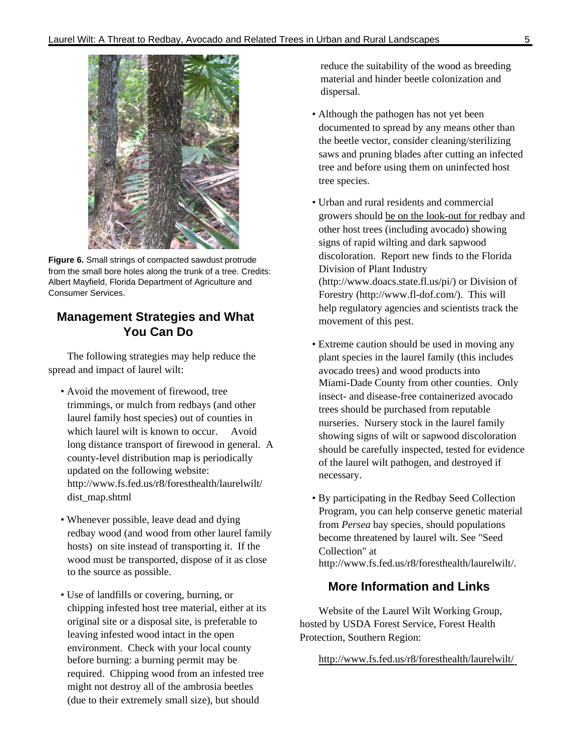**Figure 6.** Small strings of compacted sawdust protrude from the small bore holes along the trunk of a tree. Credits: Albert Mayfield, Florida Department of Agriculture and Consumer Services.

## Management Strategies and What You Can Do

The following strategies may help reduce the spread and impact of laurel wilt:

- Avoid the movement of firewood, tree trimmings, or mulch from redbays (and other laurel family host species) out of counties in which laurel wilt is known to occur. Avoid long distance transport of firewood in general. A county-level distribution map is periodically updated on the following website: http://www.fs.fed.us/r8/foresthealth/laurelwilt/dist_map.shtml
- Whenever possible, leave dead and dying redbay wood (and wood from other laurel family hosts) on site instead of transporting it. If the wood must be transported, dispose of it as close to the source as possible.
- Use of landfills or covering, burning, or chipping infested host tree material, either at its original site or a disposal site, is preferable to leaving infested wood intact in the open environment. Check with your local county before burning: a burning permit may be required. Chipping wood from an infested tree might not destroy all of the ambrosia beetles (due to their extremely small size), but should reduce the suitability of the wood as breeding material and hinder beetle colonization and dispersal.
- Although the pathogen has not yet been documented to spread by any means other than the beetle vector, consider cleaning/sterilizing saws and pruning blades after cutting an infected tree and before using them on uninfected host tree species.
- Urban and rural residents and commercial growers should be on the look-out for redbay and other host trees (including avocado) showing signs of rapid wilting and dark sapwood discoloration. Report new finds to the Florida Division of Plant Industry (http://www.doacs.state.fl.us/pi/) or Division of Forestry (http://www.fl-dof.com/). This will help regulatory agencies and scientists track the movement of this pest.
- Extreme caution should be used in moving any plant species in the laurel family (this includes avocado trees) and wood products into Miami-Dade County from other counties. Only insect- and disease-free containerized avocado trees should be purchased from reputable nurseries. Nursery stock in the laurel family showing signs of wilt or sapwood discoloration should be carefully inspected, tested for evidence of the laurel wilt pathogen, and destroyed if necessary.
- By participating in the Redbay Seed Collection Program, you can help conserve genetic material from *Persea* bay species, should populations become threatened by laurel wilt. See "Seed Collection" at http://www.fs.fed.us/r8/foresthealth/laurelwilt/.

## More Information and Links

Website of the Laurel Wilt Working Group, hosted by USDA Forest Service, Forest Health Protection, Southern Region:

http://www.fs.fed.us/r8/foresthealth/laurelwilt/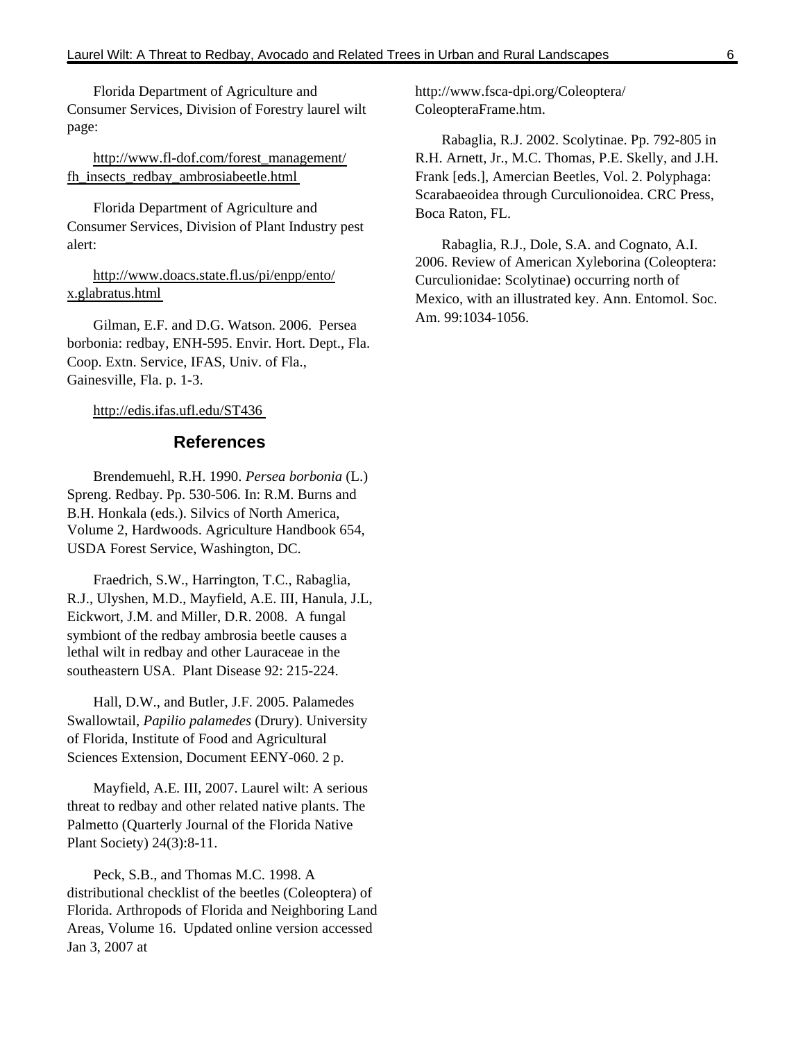Florida Department of Agriculture and Consumer Services, Division of Forestry laurel wilt page:

http://www.fl-dof.com/forest_management/fh_insects_redbay_ambrosiabeetle.html

Florida Department of Agriculture and Consumer Services, Division of Plant Industry pest alert:

http://www.doacs.state.fl.us/pi/enpp/ento/x.glabratus.html

Gilman, E.F. and D.G. Watson. 2006. Persea borbonia: redbay, ENH-595. Envir. Hort. Dept., Fla. Coop. Extn. Service, IFAS, Univ. of Fla., Gainesville, Fla. p. 1-3.

http://edis.ifas.ufl.edu/ST436

## References

Brendemuehl, R.H. 1990. *Persea borbonia* (L.) Spreng. Redbay. Pp. 530-506. In: R.M. Burns and B.H. Honkala (eds.). Silvics of North America, Volume 2, Hardwoods. Agriculture Handbook 654, USDA Forest Service, Washington, DC.

Fraedrich, S.W., Harrington, T.C., Rabaglia, R.J., Ulyshen, M.D., Mayfield, A.E. III, Hanula, J.L, Eickwort, J.M. and Miller, D.R. 2008. A fungal symbiont of the redbay ambrosia beetle causes a lethal wilt in redbay and other Lauraceae in the southeastern USA. Plant Disease 92: 215-224.

Hall, D.W., and Butler, J.F. 2005. Palamedes Swallowtail, *Papilio palamedes* (Drury). University of Florida, Institute of Food and Agricultural Sciences Extension, Document EENY-060. 2 p.

Mayfield, A.E. III, 2007. Laurel wilt: A serious threat to redbay and other related native plants. The Palmetto (Quarterly Journal of the Florida Native Plant Society) 24(3):8-11.

Peck, S.B., and Thomas M.C. 1998. A distributional checklist of the beetles (Coleoptera) of Florida. Arthropods of Florida and Neighboring Land Areas, Volume 16. Updated online version accessed Jan 3, 2007 at http://www.fsca-dpi.org/Coleoptera/ColeopteraFrame.htm.

Rabaglia, R.J. 2002. Scolytinae. Pp. 792-805 in R.H. Arnett, Jr., M.C. Thomas, P.E. Skelly, and J.H. Frank [eds.], Amercian Beetles, Vol. 2. Polyphaga: Scarabaeoidea through Curculionoidea. CRC Press, Boca Raton, FL.

Rabaglia, R.J., Dole, S.A. and Cognato, A.I. 2006. Review of American Xyleborina (Coleoptera: Curculionidae: Scolytinae) occurring north of Mexico, with an illustrated key. Ann. Entomol. Soc. Am. 99:1034-1056.